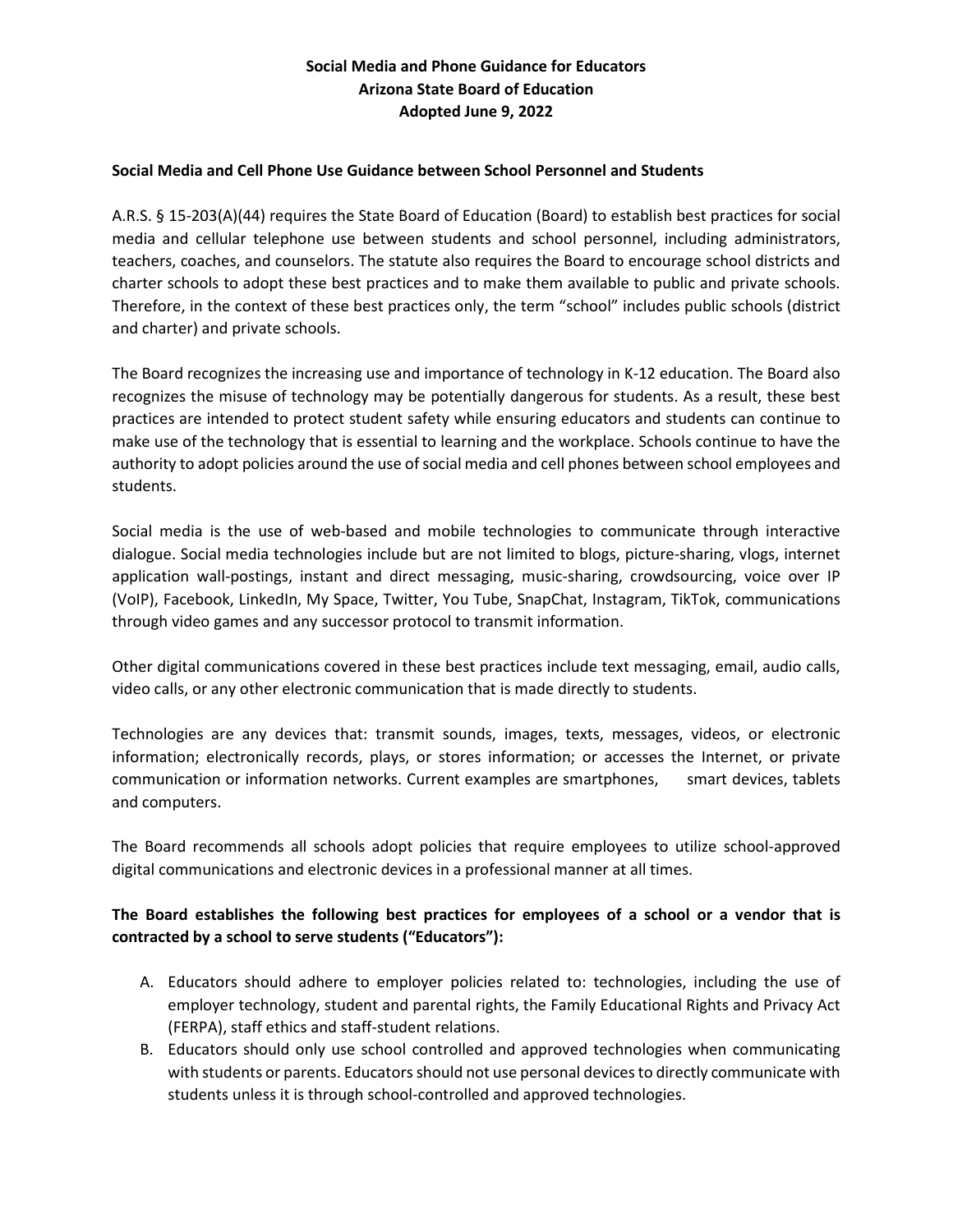# Social Media and Phone Guidance for Educators
# Arizona State Board of Education
# Adopted June 9, 2022

## Social Media and Cell Phone Use Guidance between School Personnel and Students

A.R.S. § 15-203(A)(44) requires the State Board of Education (Board) to establish best practices for social media and cellular telephone use between students and school personnel, including administrators, teachers, coaches, and counselors. The statute also requires the Board to encourage school districts and charter schools to adopt these best practices and to make them available to public and private schools. Therefore, in the context of these best practices only, the term "school" includes public schools (district and charter) and private schools.

The Board recognizes the increasing use and importance of technology in K-12 education. The Board also recognizes the misuse of technology may be potentially dangerous for students. As a result, these best practices are intended to protect student safety while ensuring educators and students can continue to make use of the technology that is essential to learning and the workplace. Schools continue to have the authority to adopt policies around the use of social media and cell phones between school employees and students.

Social media is the use of web-based and mobile technologies to communicate through interactive dialogue. Social media technologies include but are not limited to blogs, picture-sharing, vlogs, internet application wall-postings, instant and direct messaging, music-sharing, crowdsourcing, voice over IP (VoIP), Facebook, LinkedIn, My Space, Twitter, You Tube, SnapChat, Instagram, TikTok, communications through video games and any successor protocol to transmit information.

Other digital communications covered in these best practices include text messaging, email, audio calls, video calls, or any other electronic communication that is made directly to students.

Technologies are any devices that: transmit sounds, images, texts, messages, videos, or electronic information; electronically records, plays, or stores information; or accesses the Internet, or private communication or information networks. Current examples are smartphones, smart devices, tablets and computers.

The Board recommends all schools adopt policies that require employees to utilize school-approved digital communications and electronic devices in a professional manner at all times.

**The Board establishes the following best practices for employees of a school or a vendor that is contracted by a school to serve students ("Educators"):**

A. Educators should adhere to employer policies related to: technologies, including the use of employer technology, student and parental rights, the Family Educational Rights and Privacy Act (FERPA), staff ethics and staff-student relations.
B. Educators should only use school controlled and approved technologies when communicating with students or parents. Educators should not use personal devices to directly communicate with students unless it is through school-controlled and approved technologies.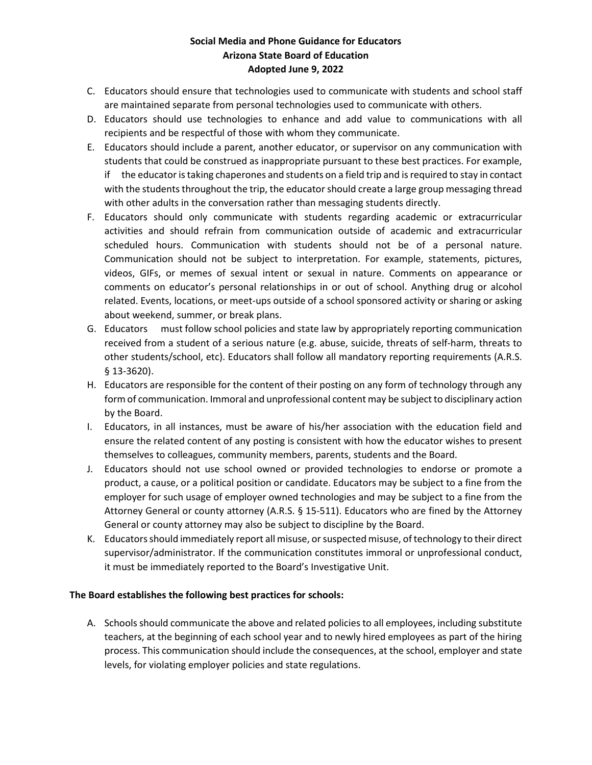C. Educators should ensure that technologies used to communicate with students and school staff are maintained separate from personal technologies used to communicate with others.
D. Educators should use technologies to enhance and add value to communications with all recipients and be respectful of those with whom they communicate.
E. Educators should include a parent, another educator, or supervisor on any communication with students that could be construed as inappropriate pursuant to these best practices. For example, if the educator is taking chaperones and students on a field trip and is required to stay in contact with the students throughout the trip, the educator should create a large group messaging thread with other adults in the conversation rather than messaging students directly.
F. Educators should only communicate with students regarding academic or extracurricular activities and should refrain from communication outside of academic and extracurricular scheduled hours. Communication with students should not be of a personal nature. Communication should not be subject to interpretation. For example, statements, pictures, videos, GIFs, or memes of sexual intent or sexual in nature. Comments on appearance or comments on educator's personal relationships in or out of school. Anything drug or alcohol related. Events, locations, or meet-ups outside of a school sponsored activity or sharing or asking about weekend, summer, or break plans.
G. Educators must follow school policies and state law by appropriately reporting communication received from a student of a serious nature (e.g. abuse, suicide, threats of self-harm, threats to other students/school, etc). Educators shall follow all mandatory reporting requirements (A.R.S. § 13-3620).
H. Educators are responsible for the content of their posting on any form of technology through any form of communication. Immoral and unprofessional content may be subject to disciplinary action by the Board.
I. Educators, in all instances, must be aware of his/her association with the education field and ensure the related content of any posting is consistent with how the educator wishes to present themselves to colleagues, community members, parents, students and the Board.
J. Educators should not use school owned or provided technologies to endorse or promote a product, a cause, or a political position or candidate. Educators may be subject to a fine from the employer for such usage of employer owned technologies and may be subject to a fine from the Attorney General or county attorney (A.R.S. § 15-511). Educators who are fined by the Attorney General or county attorney may also be subject to discipline by the Board.
K. Educators should immediately report all misuse, or suspected misuse, of technology to their direct supervisor/administrator. If the communication constitutes immoral or unprofessional conduct, it must be immediately reported to the Board's Investigative Unit.

**The Board establishes the following best practices for schools:**

A. Schools should communicate the above and related policies to all employees, including substitute teachers, at the beginning of each school year and to newly hired employees as part of the hiring process. This communication should include the consequences, at the school, employer and state levels, for violating employer policies and state regulations.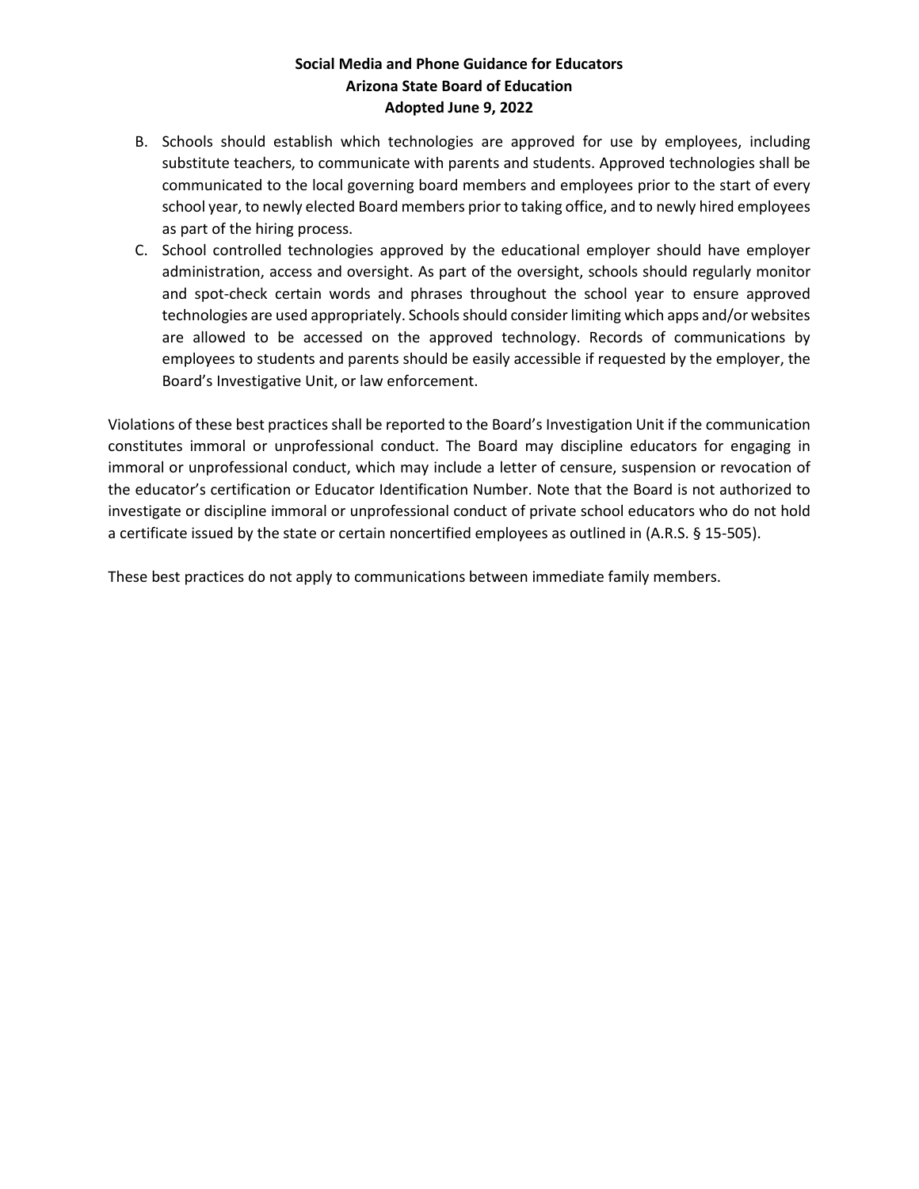B. Schools should establish which technologies are approved for use by employees, including substitute teachers, to communicate with parents and students. Approved technologies shall be communicated to the local governing board members and employees prior to the start of every school year, to newly elected Board members prior to taking office, and to newly hired employees as part of the hiring process.

C. School controlled technologies approved by the educational employer should have employer administration, access and oversight. As part of the oversight, schools should regularly monitor and spot-check certain words and phrases throughout the school year to ensure approved technologies are used appropriately. Schools should consider limiting which apps and/or websites are allowed to be accessed on the approved technology. Records of communications by employees to students and parents should be easily accessible if requested by the employer, the Board's Investigative Unit, or law enforcement.

Violations of these best practices shall be reported to the Board's Investigation Unit if the communication constitutes immoral or unprofessional conduct. The Board may discipline educators for engaging in immoral or unprofessional conduct, which may include a letter of censure, suspension or revocation of the educator's certification or Educator Identification Number. Note that the Board is not authorized to investigate or discipline immoral or unprofessional conduct of private school educators who do not hold a certificate issued by the state or certain noncertified employees as outlined in (A.R.S. § 15-505).

These best practices do not apply to communications between immediate family members.